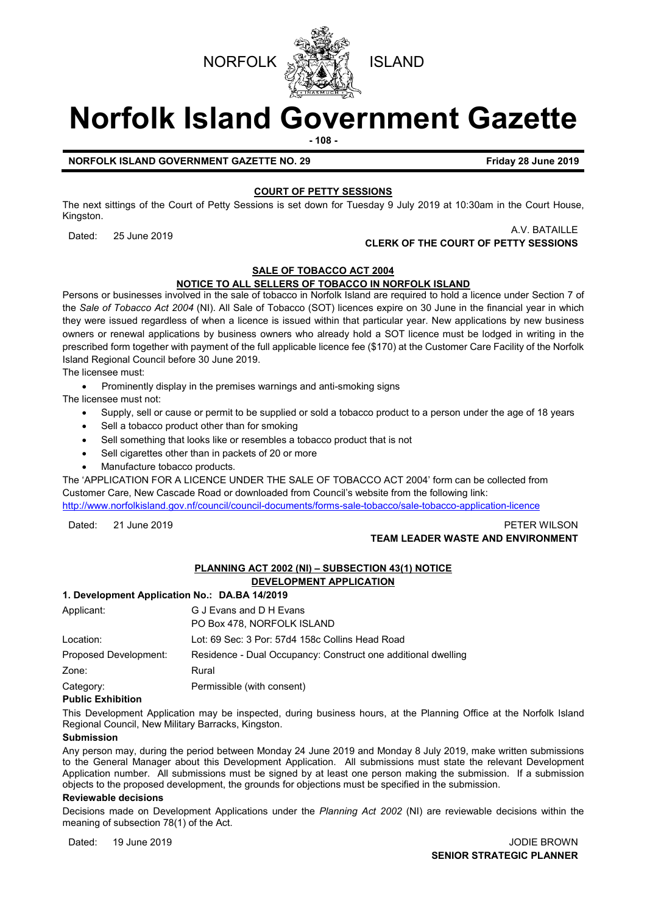NORFOLK ISLAND

# Norfolk Island Government Gazette

**NORFOLK ISLAND GOVERNMENT GAZETTE NO. 29** **Friday 28 June 2019**

## COURT OF PETTY SESSIONS

The next sittings of the Court of Petty Sessions is set down for Tuesday 9 July 2019 at 10:30am in the Court House, Kingston.

Dated: 25 June 2019

A.V. BATAILLE
**CLERK OF THE COURT OF PETTY SESSIONS**

## SALE OF TOBACCO ACT 2004
## NOTICE TO ALL SELLERS OF TOBACCO IN NORFOLK ISLAND

Persons or businesses involved in the sale of tobacco in Norfolk Island are required to hold a licence under Section 7 of the *Sale of Tobacco Act 2004* (NI). All Sale of Tobacco (SOT) licences expire on 30 June in the financial year in which they were issued regardless of when a licence is issued within that particular year. New applications by new business owners or renewal applications by business owners who already hold a SOT licence must be lodged in writing in the prescribed form together with payment of the full applicable licence fee ($170) at the Customer Care Facility of the Norfolk Island Regional Council before 30 June 2019.

The licensee must:

- Prominently display in the premises warnings and anti-smoking signs

The licensee must not:

- Supply, sell or cause or permit to be supplied or sold a tobacco product to a person under the age of 18 years
- Sell a tobacco product other than for smoking
- Sell something that looks like or resembles a tobacco product that is not
- Sell cigarettes other than in packets of 20 or more
- Manufacture tobacco products.

The 'APPLICATION FOR A LICENCE UNDER THE SALE OF TOBACCO ACT 2004' form can be collected from Customer Care, New Cascade Road or downloaded from Council's website from the following link:
http://www.norfolkisland.gov.nf/council/council-documents/forms-sale-tobacco/sale-tobacco-application-licence

Dated: 21 June 2019

PETER WILSON
**TEAM LEADER WASTE AND ENVIRONMENT**

## PLANNING ACT 2002 (NI) – SUBSECTION 43(1) NOTICE
## DEVELOPMENT APPLICATION

**1. Development Application No.: DA.BA 14/2019**

| | |
|---|---|
| Applicant: | G J Evans and D H Evans<br>PO Box 478, NORFOLK ISLAND |
| Location: | Lot: 69 Sec: 3 Por: 57d4 158c Collins Head Road |
| Proposed Development: | Residence - Dual Occupancy: Construct one additional dwelling |
| Zone: | Rural |
| Category: | Permissible (with consent) |

**Public Exhibition**

This Development Application may be inspected, during business hours, at the Planning Office at the Norfolk Island Regional Council, New Military Barracks, Kingston.

**Submission**

Any person may, during the period between Monday 24 June 2019 and Monday 8 July 2019, make written submissions to the General Manager about this Development Application. All submissions must state the relevant Development Application number. All submissions must be signed by at least one person making the submission. If a submission objects to the proposed development, the grounds for objections must be specified in the submission.

**Reviewable decisions**

Decisions made on Development Applications under the *Planning Act 2002* (NI) are reviewable decisions within the meaning of subsection 78(1) of the Act.

Dated: 19 June 2019

JODIE BROWN
**SENIOR STRATEGIC PLANNER**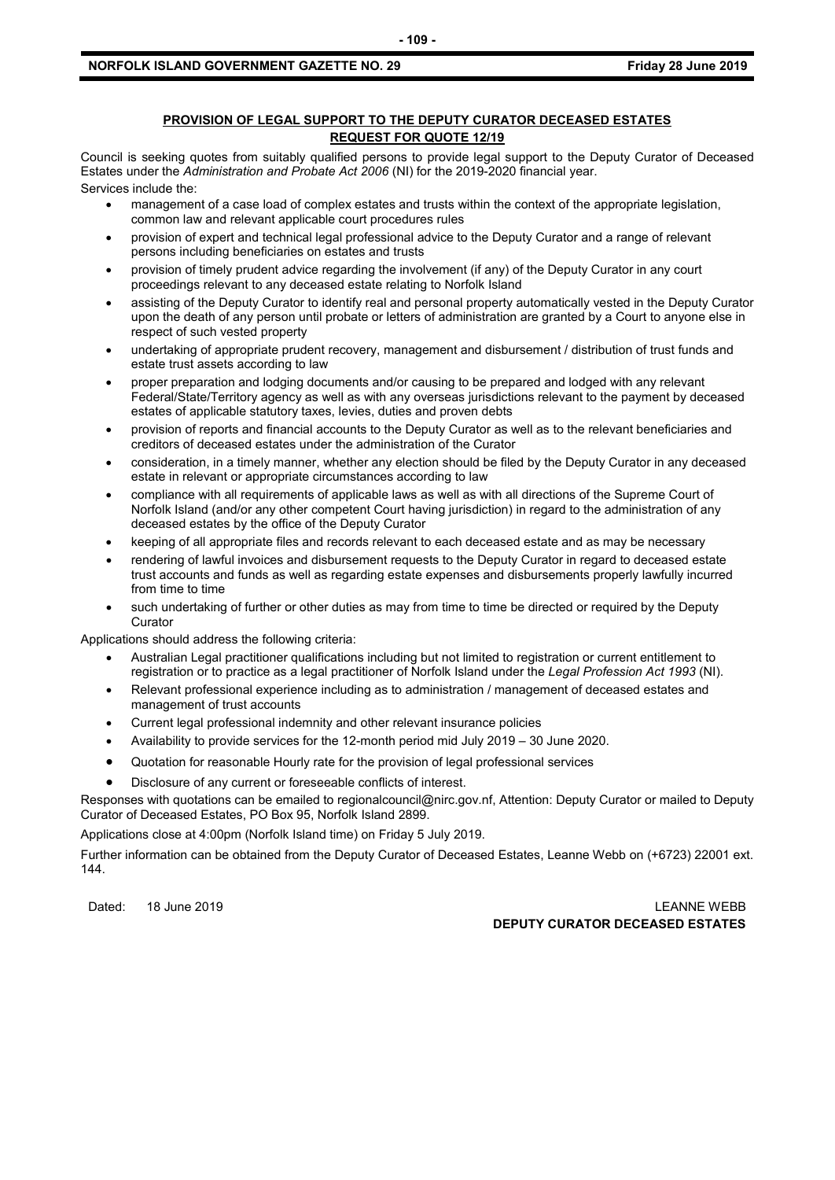## PROVISION OF LEGAL SUPPORT TO THE DEPUTY CURATOR DECEASED ESTATES
## REQUEST FOR QUOTE 12/19

Council is seeking quotes from suitably qualified persons to provide legal support to the Deputy Curator of Deceased Estates under the *Administration and Probate Act 2006* (NI) for the 2019-2020 financial year.

Services include the:

- management of a case load of complex estates and trusts within the context of the appropriate legislation, common law and relevant applicable court procedures rules
- provision of expert and technical legal professional advice to the Deputy Curator and a range of relevant persons including beneficiaries on estates and trusts
- provision of timely prudent advice regarding the involvement (if any) of the Deputy Curator in any court proceedings relevant to any deceased estate relating to Norfolk Island
- assisting of the Deputy Curator to identify real and personal property automatically vested in the Deputy Curator upon the death of any person until probate or letters of administration are granted by a Court to anyone else in respect of such vested property
- undertaking of appropriate prudent recovery, management and disbursement / distribution of trust funds and estate trust assets according to law
- proper preparation and lodging documents and/or causing to be prepared and lodged with any relevant Federal/State/Territory agency as well as with any overseas jurisdictions relevant to the payment by deceased estates of applicable statutory taxes, levies, duties and proven debts
- provision of reports and financial accounts to the Deputy Curator as well as to the relevant beneficiaries and creditors of deceased estates under the administration of the Curator
- consideration, in a timely manner, whether any election should be filed by the Deputy Curator in any deceased estate in relevant or appropriate circumstances according to law
- compliance with all requirements of applicable laws as well as with all directions of the Supreme Court of Norfolk Island (and/or any other competent Court having jurisdiction) in regard to the administration of any deceased estates by the office of the Deputy Curator
- keeping of all appropriate files and records relevant to each deceased estate and as may be necessary
- rendering of lawful invoices and disbursement requests to the Deputy Curator in regard to deceased estate trust accounts and funds as well as regarding estate expenses and disbursements properly lawfully incurred from time to time
- such undertaking of further or other duties as may from time to time be directed or required by the Deputy Curator

Applications should address the following criteria:

- Australian Legal practitioner qualifications including but not limited to registration or current entitlement to registration or to practice as a legal practitioner of Norfolk Island under the *Legal Profession Act 1993* (NI).
- Relevant professional experience including as to administration / management of deceased estates and management of trust accounts
- Current legal professional indemnity and other relevant insurance policies
- Availability to provide services for the 12-month period mid July 2019 – 30 June 2020.
- Quotation for reasonable Hourly rate for the provision of legal professional services
- Disclosure of any current or foreseeable conflicts of interest.

Responses with quotations can be emailed to regionalcouncil@nirc.gov.nf, Attention: Deputy Curator or mailed to Deputy Curator of Deceased Estates, PO Box 95, Norfolk Island 2899.

Applications close at 4:00pm (Norfolk Island time) on Friday 5 July 2019.

Further information can be obtained from the Deputy Curator of Deceased Estates, Leanne Webb on (+6723) 22001 ext. 144.

Dated: 18 June 2019

LEANNE WEBB
**DEPUTY CURATOR DECEASED ESTATES**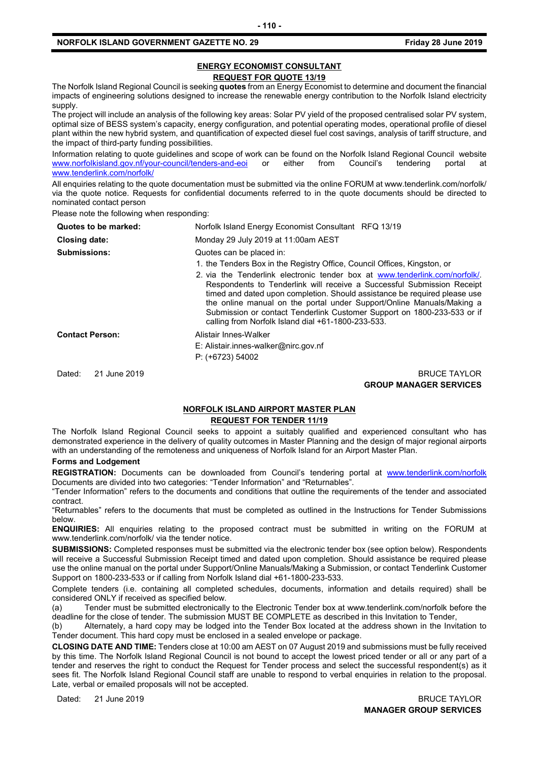## ENERGY ECONOMIST CONSULTANT

### REQUEST FOR QUOTE 13/19

The Norfolk Island Regional Council is seeking **quotes** from an Energy Economist to determine and document the financial impacts of engineering solutions designed to increase the renewable energy contribution to the Norfolk Island electricity supply.

The project will include an analysis of the following key areas: Solar PV yield of the proposed centralised solar PV system, optimal size of BESS system's capacity, energy configuration, and potential operating modes, operational profile of diesel plant within the new hybrid system, and quantification of expected diesel fuel cost savings, analysis of tariff structure, and the impact of third-party funding possibilities.

Information relating to quote guidelines and scope of work can be found on the Norfolk Island Regional Council website www.norfolkisland.gov.nf/your-council/tenders-and-eoi or either from Council's tendering portal at www.tenderlink.com/norfolk/

All enquiries relating to the quote documentation must be submitted via the online FORUM at www.tenderlink.com/norfolk/ via the quote notice. Requests for confidential documents referred to in the quote documents should be directed to nominated contact person

Please note the following when responding:

| | |
|---|---|
| **Quotes to be marked:** | Norfolk Island Energy Economist Consultant RFQ 13/19 |
| **Closing date:** | Monday 29 July 2019 at 11:00am AEST |
| **Submissions:** | Quotes can be placed in:<br>1. the Tenders Box in the Registry Office, Council Offices, Kingston, or<br>2. via the Tenderlink electronic tender box at www.tenderlink.com/norfolk/. Respondents to Tenderlink will receive a Successful Submission Receipt timed and dated upon completion. Should assistance be required please use the online manual on the portal under Support/Online Manuals/Making a Submission or contact Tenderlink Customer Support on 1800-233-533 or if calling from Norfolk Island dial +61-1800-233-533. |
| **Contact Person:** | Alistair Innes-Walker<br>E: Alistair.innes-walker@nirc.gov.nf<br>P: (+6723) 54002 |

Dated: 21 June 2019

BRUCE TAYLOR
**GROUP MANAGER SERVICES**

## NORFOLK ISLAND AIRPORT MASTER PLAN

### REQUEST FOR TENDER 11/19

The Norfolk Island Regional Council seeks to appoint a suitably qualified and experienced consultant who has demonstrated experience in the delivery of quality outcomes in Master Planning and the design of major regional airports with an understanding of the remoteness and uniqueness of Norfolk Island for an Airport Master Plan.

**Forms and Lodgement**

**REGISTRATION:** Documents can be downloaded from Council's tendering portal at www.tenderlink.com/norfolk Documents are divided into two categories: "Tender Information" and "Returnables".

"Tender Information" refers to the documents and conditions that outline the requirements of the tender and associated contract.

"Returnables" refers to the documents that must be completed as outlined in the Instructions for Tender Submissions below.

**ENQUIRIES:** All enquiries relating to the proposed contract must be submitted in writing on the FORUM at www.tenderlink.com/norfolk/ via the tender notice.

**SUBMISSIONS:** Completed responses must be submitted via the electronic tender box (see option below). Respondents will receive a Successful Submission Receipt timed and dated upon completion. Should assistance be required please use the online manual on the portal under Support/Online Manuals/Making a Submission, or contact Tenderlink Customer Support on 1800-233-533 or if calling from Norfolk Island dial +61-1800-233-533.

Complete tenders (i.e. containing all completed schedules, documents, information and details required) shall be considered ONLY if received as specified below.

(a) Tender must be submitted electronically to the Electronic Tender box at www.tenderlink.com/norfolk before the deadline for the close of tender. The submission MUST BE COMPLETE as described in this Invitation to Tender,

(b) Alternately, a hard copy may be lodged into the Tender Box located at the address shown in the Invitation to Tender document. This hard copy must be enclosed in a sealed envelope or package.

**CLOSING DATE AND TIME:** Tenders close at 10:00 am AEST on 07 August 2019 and submissions must be fully received by this time. The Norfolk Island Regional Council is not bound to accept the lowest priced tender or all or any part of a tender and reserves the right to conduct the Request for Tender process and select the successful respondent(s) as it sees fit. The Norfolk Island Regional Council staff are unable to respond to verbal enquiries in relation to the proposal. Late, verbal or emailed proposals will not be accepted.

Dated: 21 June 2019

BRUCE TAYLOR
**MANAGER GROUP SERVICES**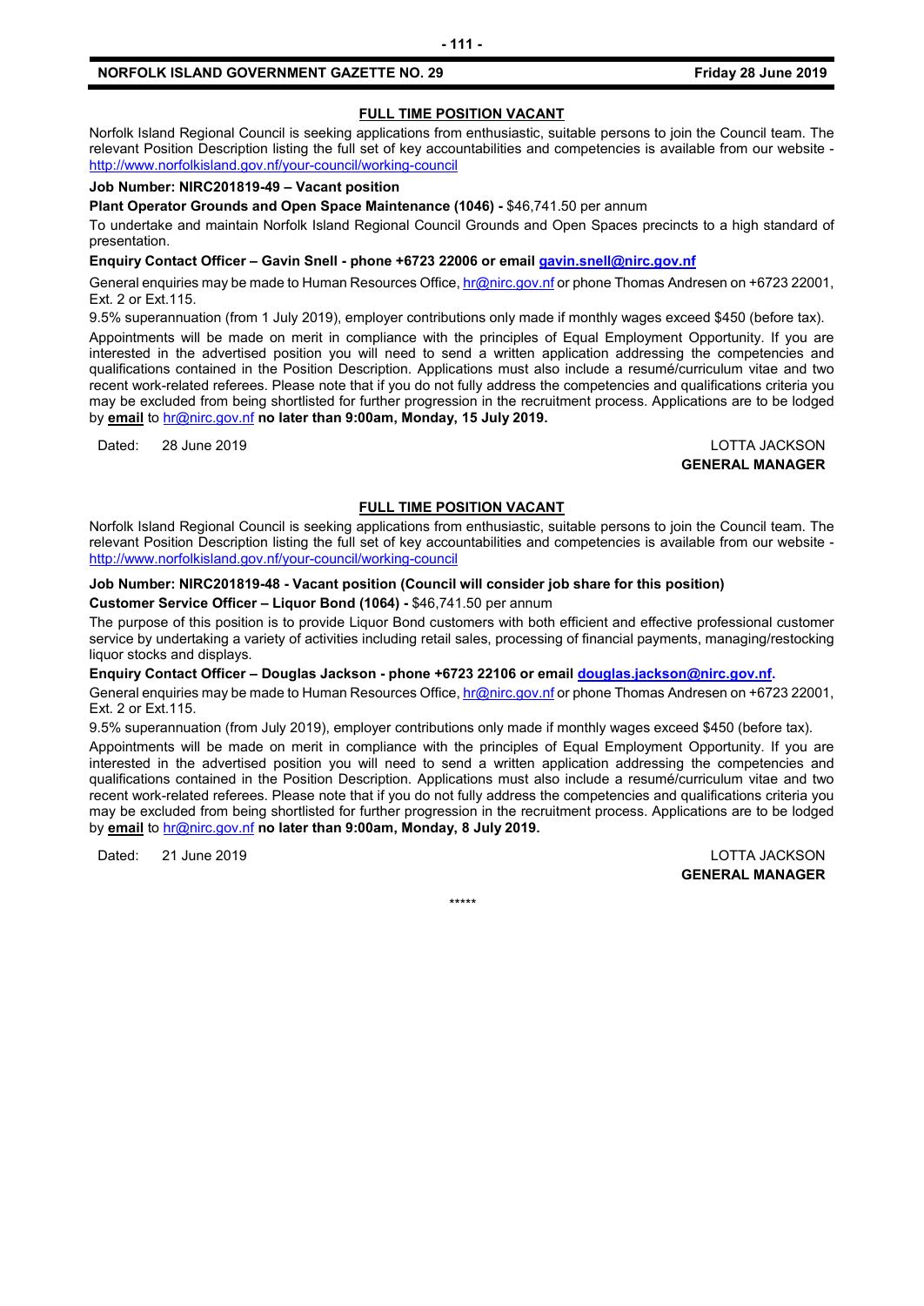## FULL TIME POSITION VACANT

Norfolk Island Regional Council is seeking applications from enthusiastic, suitable persons to join the Council team. The relevant Position Description listing the full set of key accountabilities and competencies is available from our website - http://www.norfolkisland.gov.nf/your-council/working-council

**Job Number: NIRC201819-49 – Vacant position**

**Plant Operator Grounds and Open Space Maintenance (1046) -** $46,741.50 per annum

To undertake and maintain Norfolk Island Regional Council Grounds and Open Spaces precincts to a high standard of presentation.

**Enquiry Contact Officer – Gavin Snell - phone +6723 22006 or email gavin.snell@nirc.gov.nf**

General enquiries may be made to Human Resources Office, hr@nirc.gov.nf or phone Thomas Andresen on +6723 22001, Ext. 2 or Ext.115.

9.5% superannuation (from 1 July 2019), employer contributions only made if monthly wages exceed $450 (before tax).

Appointments will be made on merit in compliance with the principles of Equal Employment Opportunity. If you are interested in the advertised position you will need to send a written application addressing the competencies and qualifications contained in the Position Description. Applications must also include a resumé/curriculum vitae and two recent work-related referees. Please note that if you do not fully address the competencies and qualifications criteria you may be excluded from being shortlisted for further progression in the recruitment process. Applications are to be lodged by **email** to hr@nirc.gov.nf **no later than 9:00am, Monday, 15 July 2019.**

Dated: 28 June 2019

LOTTA JACKSON
**GENERAL MANAGER**

## FULL TIME POSITION VACANT

Norfolk Island Regional Council is seeking applications from enthusiastic, suitable persons to join the Council team. The relevant Position Description listing the full set of key accountabilities and competencies is available from our website - http://www.norfolkisland.gov.nf/your-council/working-council

**Job Number: NIRC201819-48 - Vacant position (Council will consider job share for this position)**

**Customer Service Officer – Liquor Bond (1064) -** $46,741.50 per annum

The purpose of this position is to provide Liquor Bond customers with both efficient and effective professional customer service by undertaking a variety of activities including retail sales, processing of financial payments, managing/restocking liquor stocks and displays.

**Enquiry Contact Officer – Douglas Jackson - phone +6723 22106 or email douglas.jackson@nirc.gov.nf.**

General enquiries may be made to Human Resources Office, hr@nirc.gov.nf or phone Thomas Andresen on +6723 22001, Ext. 2 or Ext.115.

9.5% superannuation (from July 2019), employer contributions only made if monthly wages exceed $450 (before tax).

Appointments will be made on merit in compliance with the principles of Equal Employment Opportunity. If you are interested in the advertised position you will need to send a written application addressing the competencies and qualifications contained in the Position Description. Applications must also include a resumé/curriculum vitae and two recent work-related referees. Please note that if you do not fully address the competencies and qualifications criteria you may be excluded from being shortlisted for further progression in the recruitment process. Applications are to be lodged by **email** to hr@nirc.gov.nf **no later than 9:00am, Monday, 8 July 2019.**

Dated: 21 June 2019

LOTTA JACKSON
**GENERAL MANAGER**

*****